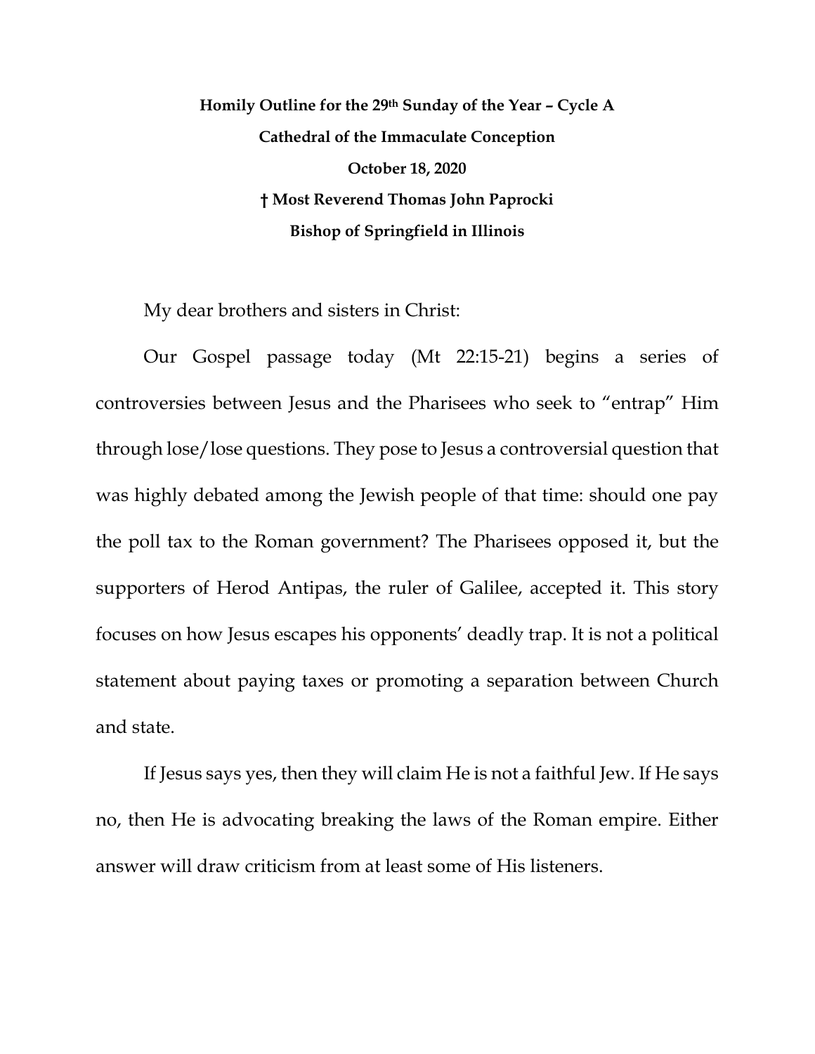**Homily Outline for the 29th Sunday of the Year – Cycle A**

**Cathedral of the Immaculate Conception**

**October 18, 2020**

**† Most Reverend Thomas John Paprocki**

**Bishop of Springfield in Illinois**

My dear brothers and sisters in Christ:

Our Gospel passage today (Mt 22:15-21) begins a series of controversies between Jesus and the Pharisees who seek to "entrap" Him through lose/lose questions. They pose to Jesus a controversial question that was highly debated among the Jewish people of that time: should one pay the poll tax to the Roman government? The Pharisees opposed it, but the supporters of Herod Antipas, the ruler of Galilee, accepted it. This story focuses on how Jesus escapes his opponents' deadly trap. It is not a political statement about paying taxes or promoting a separation between Church and state.

If Jesus says yes, then they will claim He is not a faithful Jew. If He says no, then He is advocating breaking the laws of the Roman empire. Either answer will draw criticism from at least some of His listeners.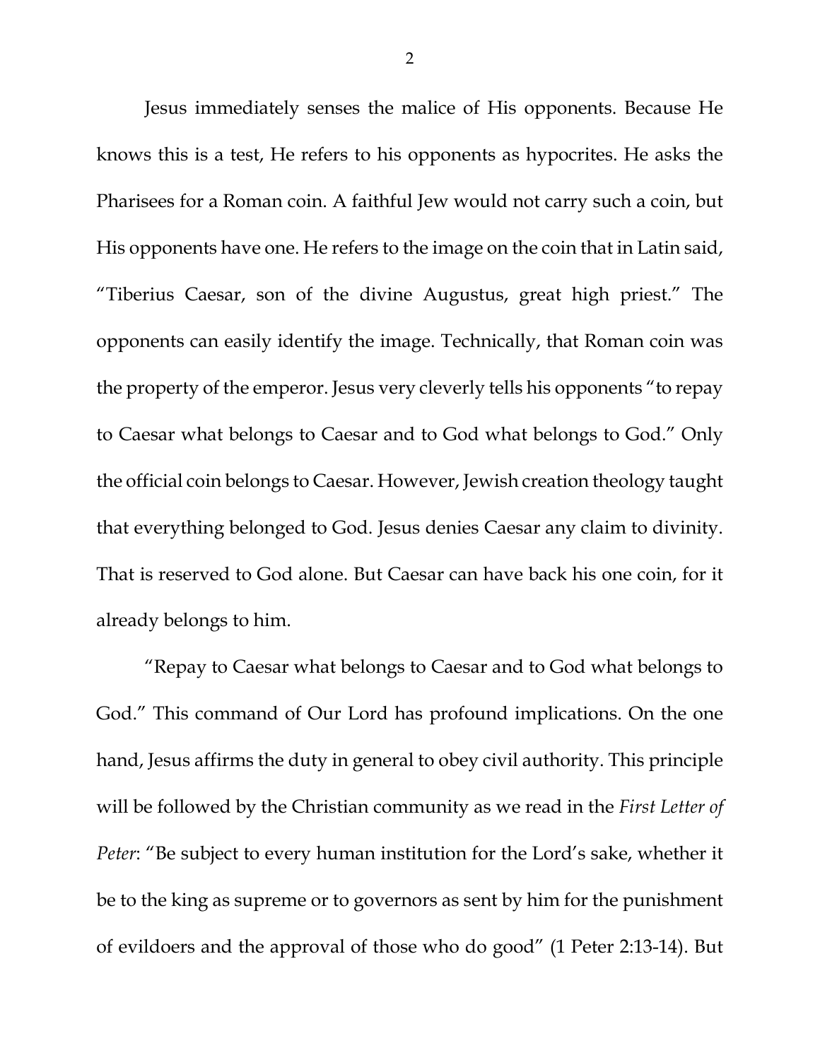Jesus immediately senses the malice of His opponents. Because He knows this is a test, He refers to his opponents as hypocrites. He asks the Pharisees for a Roman coin. A faithful Jew would not carry such a coin, but His opponents have one. He refers to the image on the coin that in Latin said, "Tiberius Caesar, son of the divine Augustus, great high priest." The opponents can easily identify the image. Technically, that Roman coin was the property of the emperor. Jesus very cleverly tells his opponents "to repay to Caesar what belongs to Caesar and to God what belongs to God." Only the official coin belongs to Caesar. However, Jewish creation theology taught that everything belonged to God. Jesus denies Caesar any claim to divinity. That is reserved to God alone. But Caesar can have back his one coin, for it already belongs to him.

"Repay to Caesar what belongs to Caesar and to God what belongs to God." This command of Our Lord has profound implications. On the one hand, Jesus affirms the duty in general to obey civil authority. This principle will be followed by the Christian community as we read in the *First Letter of Peter*: "Be subject to every human institution for the Lord's sake, whether it be to the king as supreme or to governors as sent by him for the punishment of evildoers and the approval of those who do good" (1 Peter 2:13-14). But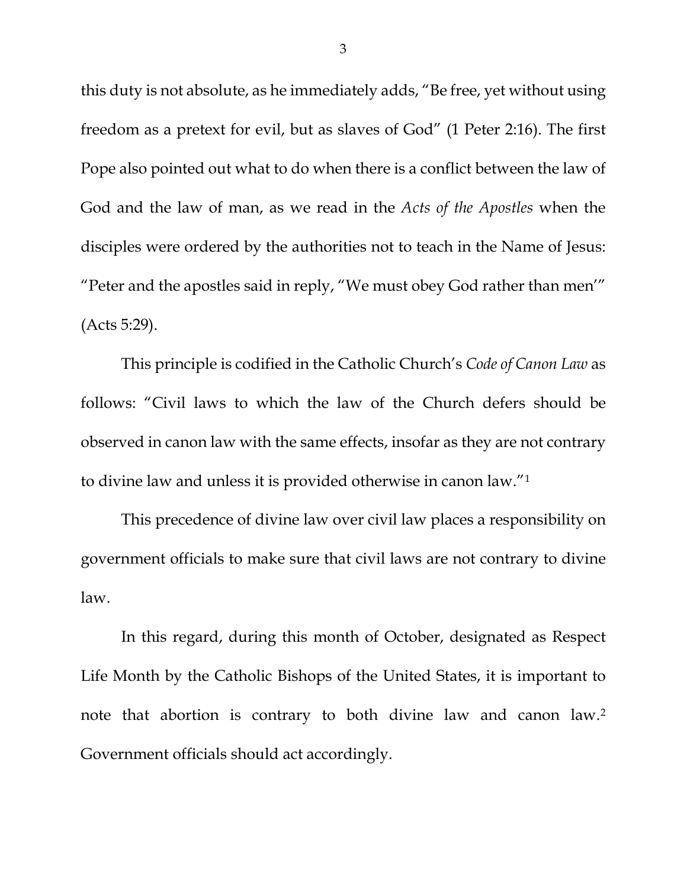this duty is not absolute, as he immediately adds, "Be free, yet without using freedom as a pretext for evil, but as slaves of God" (1 Peter 2:16). The first Pope also pointed out what to do when there is a conflict between the law of God and the law of man, as we read in the *Acts of the Apostles* when the disciples were ordered by the authorities not to teach in the Name of Jesus: "Peter and the apostles said in reply, "We must obey God rather than men'" (Acts 5:29).

This principle is codified in the Catholic Church's *Code of Canon Law* as follows: "Civil laws to which the law of the Church defers should be observed in canon law with the same effects, insofar as they are not contrary to divine law and unless it is provided otherwise in canon law."[1]

This precedence of divine law over civil law places a responsibility on government officials to make sure that civil laws are not contrary to divine law.

In this regard, during this month of October, designated as Respect Life Month by the Catholic Bishops of the United States, it is important to note that abortion is contrary to both divine law and canon law.[2] Government officials should act accordingly.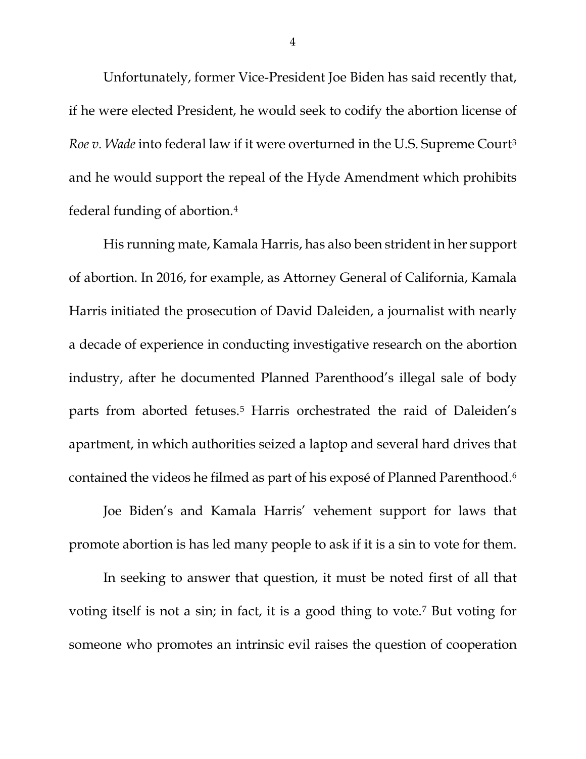Unfortunately, former Vice-President Joe Biden has said recently that, if he were elected President, he would seek to codify the abortion license of *Roe v. Wade* into federal law if it were overturned in the U.S. Supreme Court[3] and he would support the repeal of the Hyde Amendment which prohibits federal funding of abortion.[4]

His running mate, Kamala Harris, has also been strident in her support of abortion. In 2016, for example, as Attorney General of California, Kamala Harris initiated the prosecution of David Daleiden, a journalist with nearly a decade of experience in conducting investigative research on the abortion industry, after he documented Planned Parenthood's illegal sale of body parts from aborted fetuses.[5] Harris orchestrated the raid of Daleiden's apartment, in which authorities seized a laptop and several hard drives that contained the videos he filmed as part of his exposé of Planned Parenthood.[6]

Joe Biden's and Kamala Harris' vehement support for laws that promote abortion is has led many people to ask if it is a sin to vote for them.

In seeking to answer that question, it must be noted first of all that voting itself is not a sin; in fact, it is a good thing to vote.[7] But voting for someone who promotes an intrinsic evil raises the question of cooperation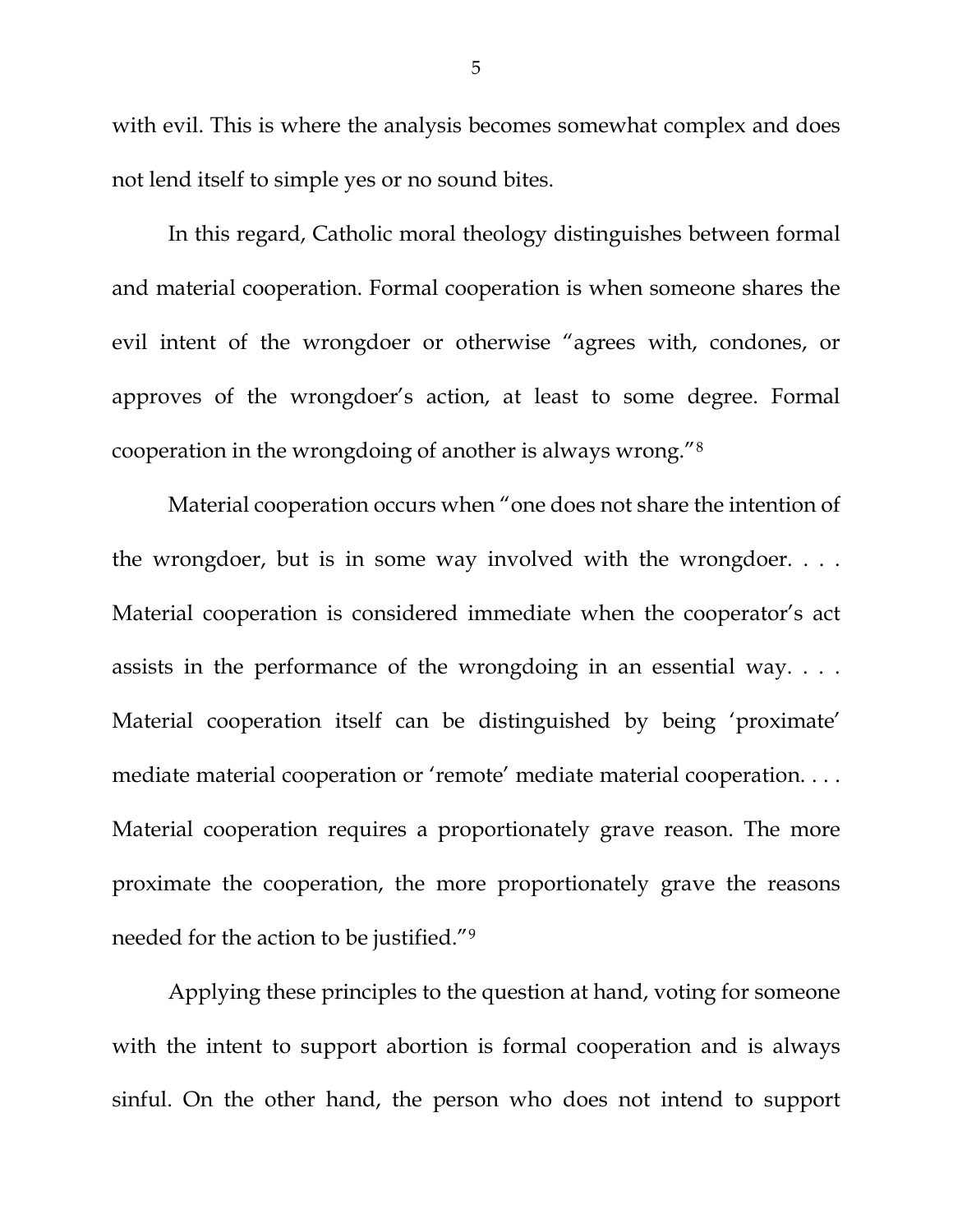with evil. This is where the analysis becomes somewhat complex and does not lend itself to simple yes or no sound bites.

In this regard, Catholic moral theology distinguishes between formal and material cooperation. Formal cooperation is when someone shares the evil intent of the wrongdoer or otherwise "agrees with, condones, or approves of the wrongdoer's action, at least to some degree. Formal cooperation in the wrongdoing of another is always wrong."[8]

Material cooperation occurs when "one does not share the intention of the wrongdoer, but is in some way involved with the wrongdoer. . . . Material cooperation is considered immediate when the cooperator's act assists in the performance of the wrongdoing in an essential way. . . . Material cooperation itself can be distinguished by being 'proximate' mediate material cooperation or 'remote' mediate material cooperation. . . . Material cooperation requires a proportionately grave reason. The more proximate the cooperation, the more proportionately grave the reasons needed for the action to be justified."[9]

Applying these principles to the question at hand, voting for someone with the intent to support abortion is formal cooperation and is always sinful. On the other hand, the person who does not intend to support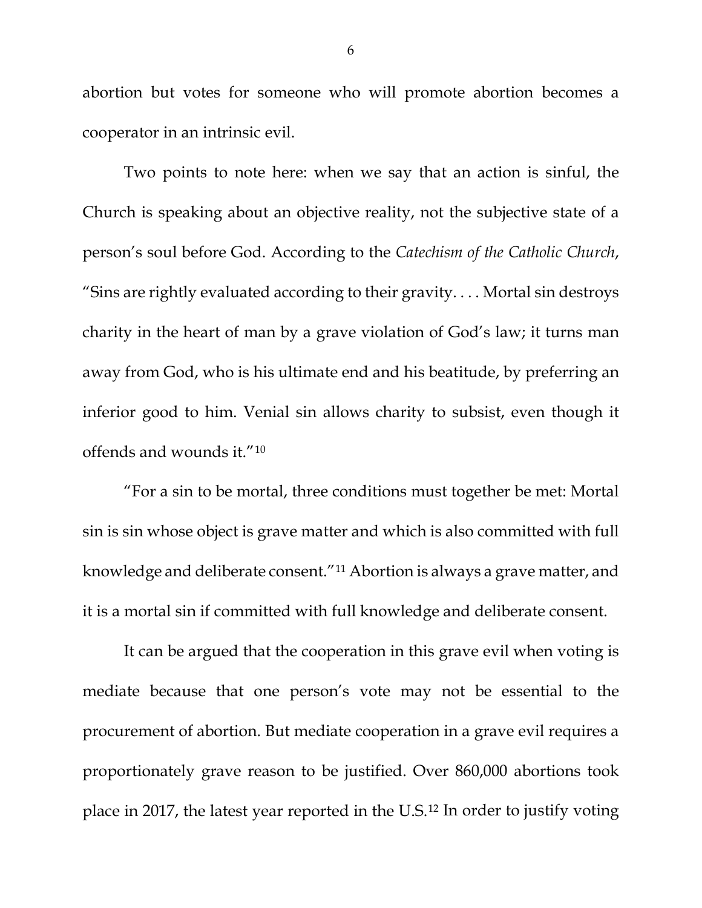abortion but votes for someone who will promote abortion becomes a cooperator in an intrinsic evil.

Two points to note here: when we say that an action is sinful, the Church is speaking about an objective reality, not the subjective state of a person's soul before God. According to the *Catechism of the Catholic Church*, "Sins are rightly evaluated according to their gravity. . . . Mortal sin destroys charity in the heart of man by a grave violation of God's law; it turns man away from God, who is his ultimate end and his beatitude, by preferring an inferior good to him. Venial sin allows charity to subsist, even though it offends and wounds it."[10]

"For a sin to be mortal, three conditions must together be met: Mortal sin is sin whose object is grave matter and which is also committed with full knowledge and deliberate consent."[11] Abortion is always a grave matter, and it is a mortal sin if committed with full knowledge and deliberate consent.

It can be argued that the cooperation in this grave evil when voting is mediate because that one person's vote may not be essential to the procurement of abortion. But mediate cooperation in a grave evil requires a proportionately grave reason to be justified. Over 860,000 abortions took place in 2017, the latest year reported in the U.S.[12] In order to justify voting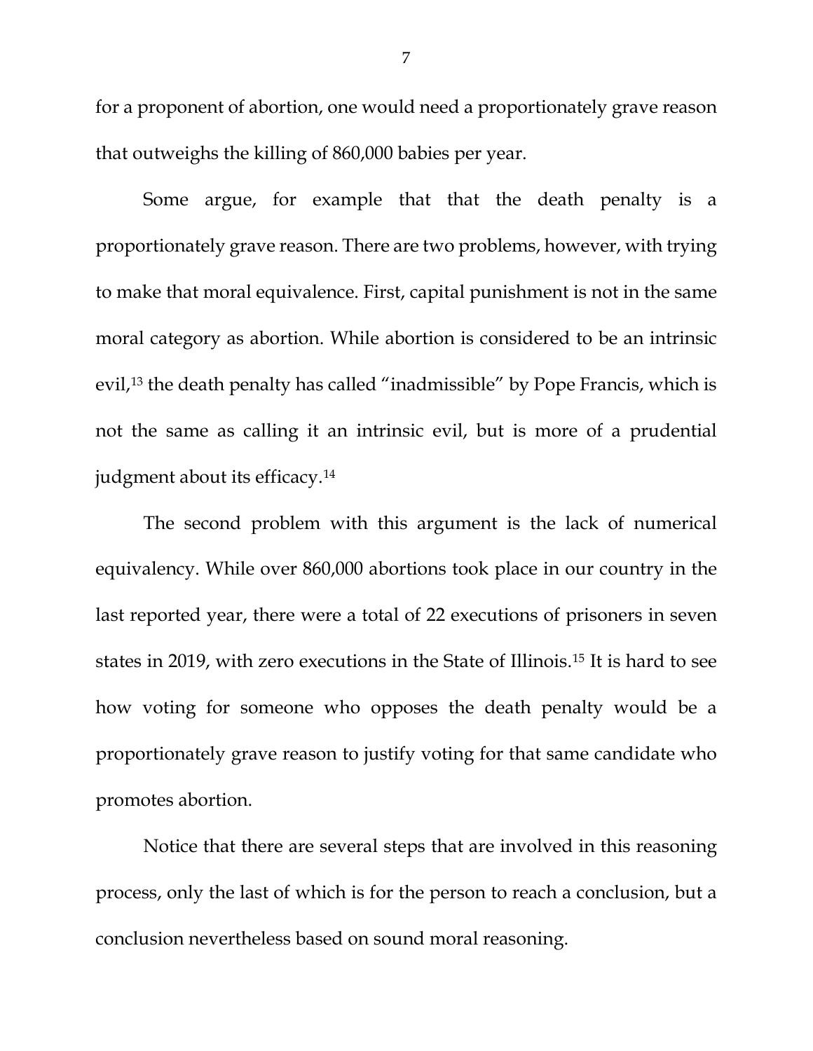for a proponent of abortion, one would need a proportionately grave reason that outweighs the killing of 860,000 babies per year.

Some argue, for example that that the death penalty is a proportionately grave reason. There are two problems, however, with trying to make that moral equivalence. First, capital punishment is not in the same moral category as abortion. While abortion is considered to be an intrinsic evil,[13] the death penalty has called "inadmissible" by Pope Francis, which is not the same as calling it an intrinsic evil, but is more of a prudential judgment about its efficacy.[14]

The second problem with this argument is the lack of numerical equivalency. While over 860,000 abortions took place in our country in the last reported year, there were a total of 22 executions of prisoners in seven states in 2019, with zero executions in the State of Illinois.[15] It is hard to see how voting for someone who opposes the death penalty would be a proportionately grave reason to justify voting for that same candidate who promotes abortion.

Notice that there are several steps that are involved in this reasoning process, only the last of which is for the person to reach a conclusion, but a conclusion nevertheless based on sound moral reasoning.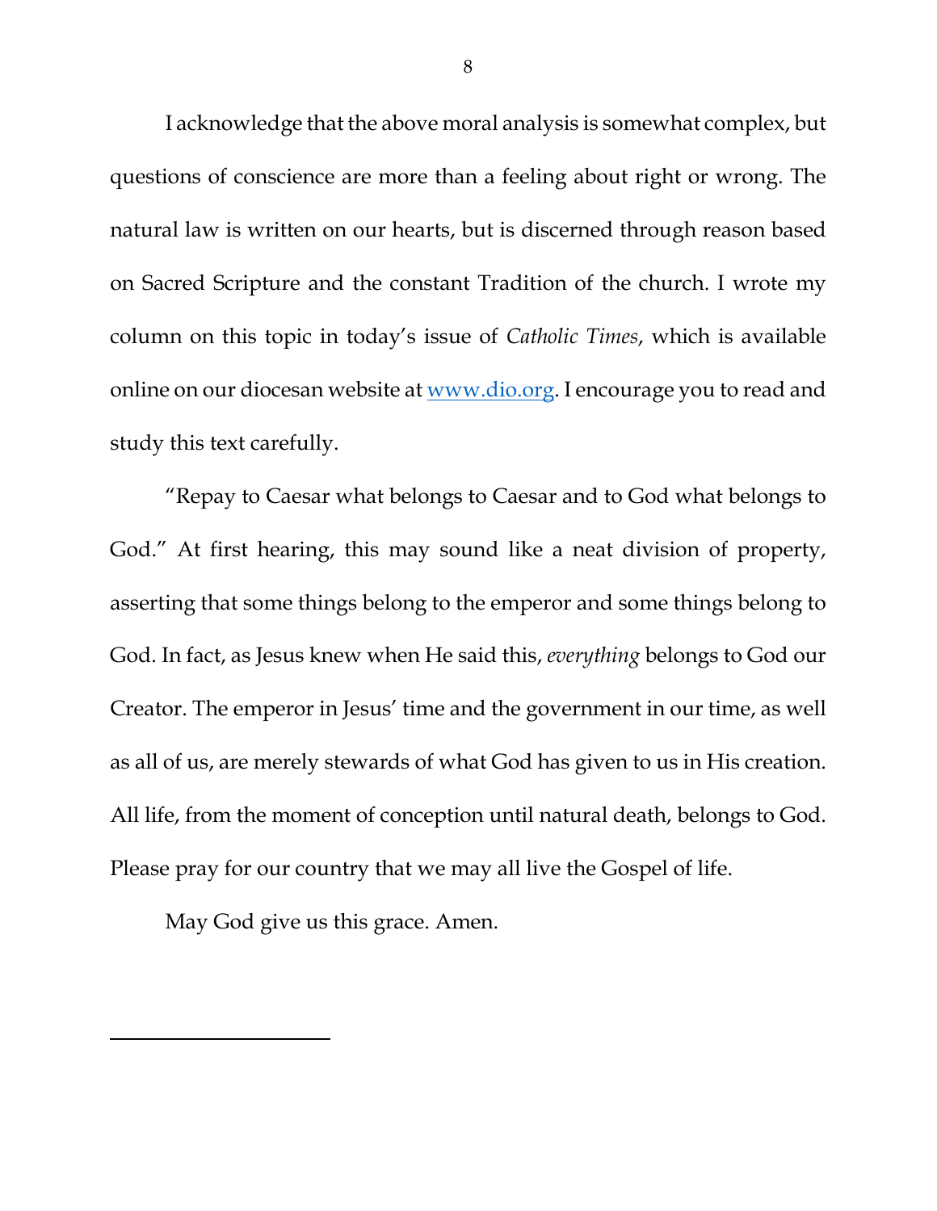I acknowledge that the above moral analysis is somewhat complex, but questions of conscience are more than a feeling about right or wrong. The natural law is written on our hearts, but is discerned through reason based on Sacred Scripture and the constant Tradition of the church. I wrote my column on this topic in today's issue of *Catholic Times*, which is available online on our diocesan website at [www.dio.org](http://www.dio.org). I encourage you to read and study this text carefully.

"Repay to Caesar what belongs to Caesar and to God what belongs to God." At first hearing, this may sound like a neat division of property, asserting that some things belong to the emperor and some things belong to God. In fact, as Jesus knew when He said this, *everything* belongs to God our Creator. The emperor in Jesus' time and the government in our time, as well as all of us, are merely stewards of what God has given to us in His creation. All life, from the moment of conception until natural death, belongs to God. Please pray for our country that we may all live the Gospel of life.

May God give us this grace. Amen.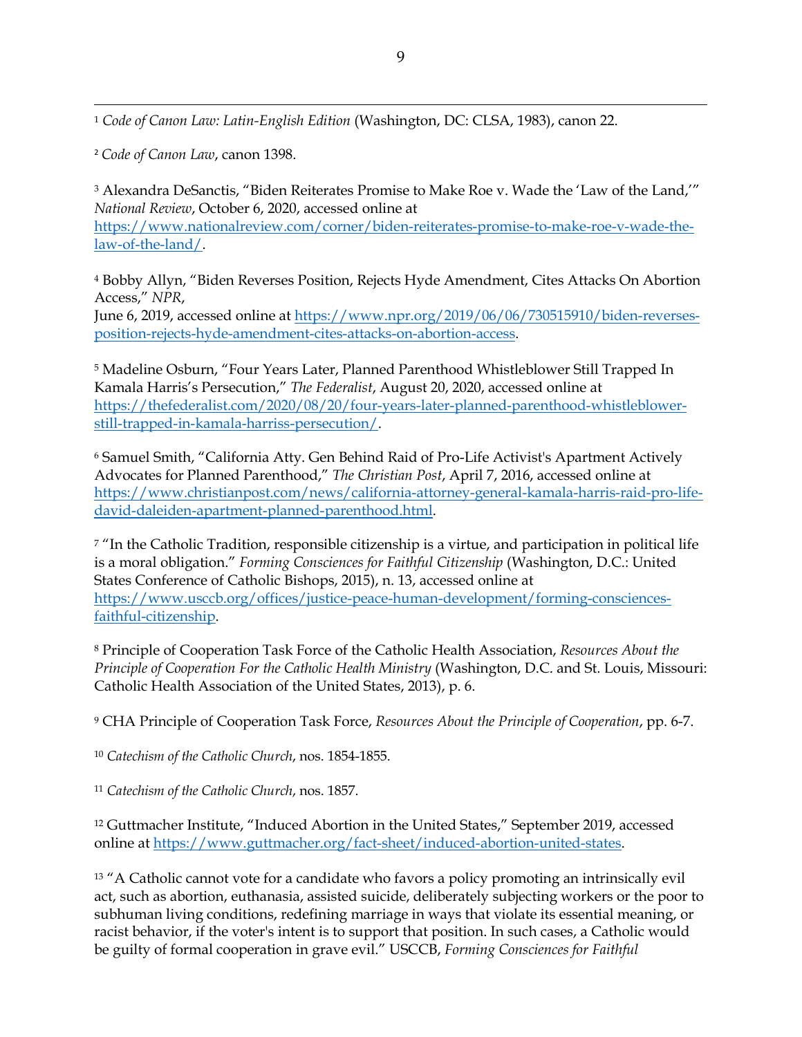[1] *Code of Canon Law: Latin-English Edition* (Washington, DC: CLSA, 1983), canon 22.

[2] *Code of Canon Law*, canon 1398.

[3] Alexandra DeSanctis, "Biden Reiterates Promise to Make Roe v. Wade the 'Law of the Land,'" *National Review*, October 6, 2020, accessed online at https://www.nationalreview.com/corner/biden-reiterates-promise-to-make-roe-v-wade-the-law-of-the-land/.

[4] Bobby Allyn, "Biden Reverses Position, Rejects Hyde Amendment, Cites Attacks On Abortion Access," *NPR*, June 6, 2019, accessed online at https://www.npr.org/2019/06/06/730515910/biden-reverses-position-rejects-hyde-amendment-cites-attacks-on-abortion-access.

[5] Madeline Osburn, "Four Years Later, Planned Parenthood Whistleblower Still Trapped In Kamala Harris's Persecution," *The Federalist*, August 20, 2020, accessed online at https://thefederalist.com/2020/08/20/four-years-later-planned-parenthood-whistleblower-still-trapped-in-kamala-harriss-persecution/.

[6] Samuel Smith, "California Atty. Gen Behind Raid of Pro-Life Activist's Apartment Actively Advocates for Planned Parenthood," *The Christian Post*, April 7, 2016, accessed online at https://www.christianpost.com/news/california-attorney-general-kamala-harris-raid-pro-life-david-daleiden-apartment-planned-parenthood.html.

[7] "In the Catholic Tradition, responsible citizenship is a virtue, and participation in political life is a moral obligation." *Forming Consciences for Faithful Citizenship* (Washington, D.C.: United States Conference of Catholic Bishops, 2015), n. 13, accessed online at https://www.usccb.org/offices/justice-peace-human-development/forming-consciences-faithful-citizenship.

[8] Principle of Cooperation Task Force of the Catholic Health Association, *Resources About the Principle of Cooperation For the Catholic Health Ministry* (Washington, D.C. and St. Louis, Missouri: Catholic Health Association of the United States, 2013), p. 6.

[9] CHA Principle of Cooperation Task Force, *Resources About the Principle of Cooperation*, pp. 6-7.

[10] *Catechism of the Catholic Church*, nos. 1854-1855.

[11] *Catechism of the Catholic Church*, nos. 1857.

[12] Guttmacher Institute, "Induced Abortion in the United States," September 2019, accessed online at https://www.guttmacher.org/fact-sheet/induced-abortion-united-states.

[13] "A Catholic cannot vote for a candidate who favors a policy promoting an intrinsically evil act, such as abortion, euthanasia, assisted suicide, deliberately subjecting workers or the poor to subhuman living conditions, redefining marriage in ways that violate its essential meaning, or racist behavior, if the voter's intent is to support that position. In such cases, a Catholic would be guilty of formal cooperation in grave evil." USCCB, *Forming Consciences for Faithful*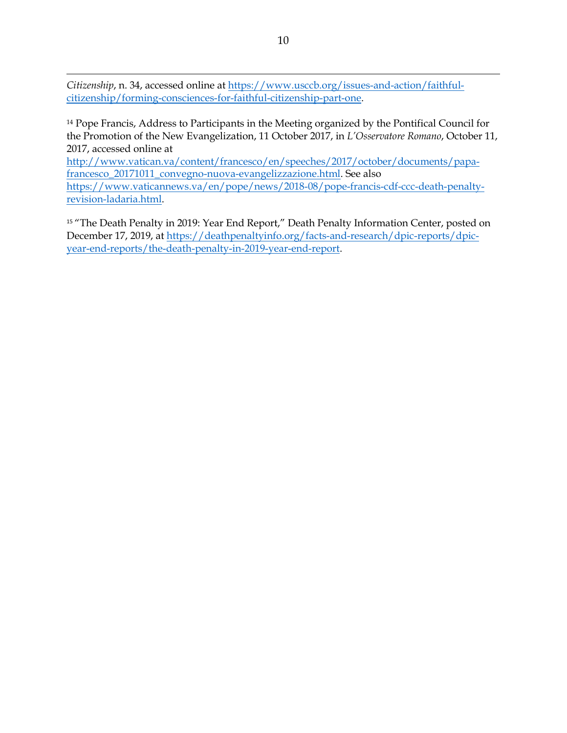*Citizenship*, n. 34, accessed online at https://www.usccb.org/issues-and-action/faithful-citizenship/forming-consciences-for-faithful-citizenship-part-one.

[14] Pope Francis, Address to Participants in the Meeting organized by the Pontifical Council for the Promotion of the New Evangelization, 11 October 2017, in *L'Osservatore Romano*, October 11, 2017, accessed online at http://www.vatican.va/content/francesco/en/speeches/2017/october/documents/papa-francesco_20171011_convegno-nuova-evangelizzazione.html. See also https://www.vaticannews.va/en/pope/news/2018-08/pope-francis-cdf-ccc-death-penalty-revision-ladaria.html.

[15] "The Death Penalty in 2019: Year End Report," Death Penalty Information Center, posted on December 17, 2019, at https://deathpenaltyinfo.org/facts-and-research/dpic-reports/dpic-year-end-reports/the-death-penalty-in-2019-year-end-report.